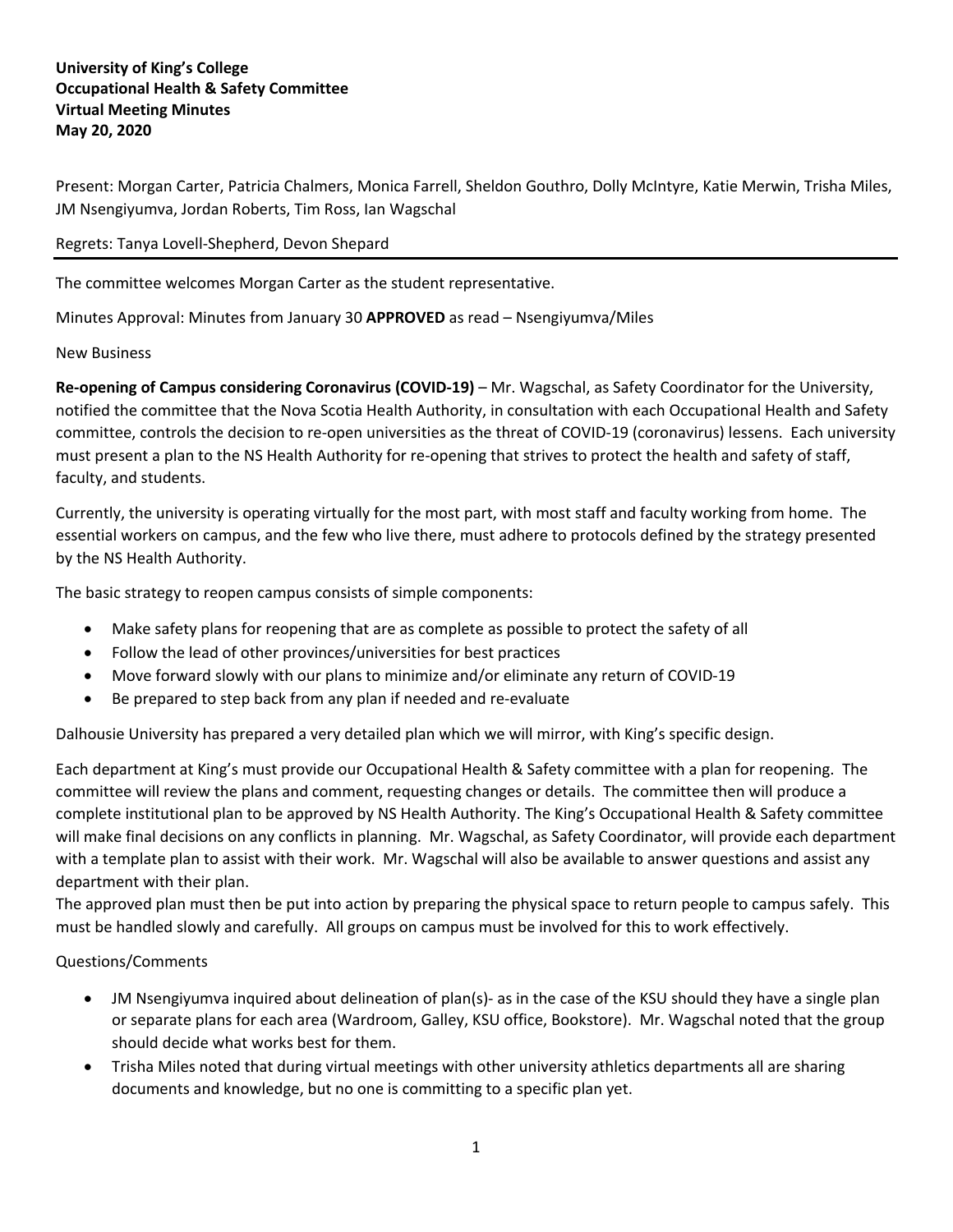**University of King's College**
**Occupational Health & Safety Committee**
**Virtual Meeting Minutes**
**May 20, 2020**

Present: Morgan Carter, Patricia Chalmers, Monica Farrell, Sheldon Gouthro, Dolly McIntyre, Katie Merwin, Trisha Miles, JM Nsengiyumva, Jordan Roberts, Tim Ross, Ian Wagschal

Regrets: Tanya Lovell-Shepherd, Devon Shepard

---

The committee welcomes Morgan Carter as the student representative.

Minutes Approval: Minutes from January 30 **APPROVED** as read – Nsengiyumva/Miles

New Business

**Re-opening of Campus considering Coronavirus (COVID-19)** – Mr. Wagschal, as Safety Coordinator for the University, notified the committee that the Nova Scotia Health Authority, in consultation with each Occupational Health and Safety committee, controls the decision to re-open universities as the threat of COVID-19 (coronavirus) lessens. Each university must present a plan to the NS Health Authority for re-opening that strives to protect the health and safety of staff, faculty, and students.

Currently, the university is operating virtually for the most part, with most staff and faculty working from home. The essential workers on campus, and the few who live there, must adhere to protocols defined by the strategy presented by the NS Health Authority.

The basic strategy to reopen campus consists of simple components:

- Make safety plans for reopening that are as complete as possible to protect the safety of all
- Follow the lead of other provinces/universities for best practices
- Move forward slowly with our plans to minimize and/or eliminate any return of COVID-19
- Be prepared to step back from any plan if needed and re-evaluate

Dalhousie University has prepared a very detailed plan which we will mirror, with King's specific design.

Each department at King's must provide our Occupational Health & Safety committee with a plan for reopening. The committee will review the plans and comment, requesting changes or details. The committee then will produce a complete institutional plan to be approved by NS Health Authority. The King's Occupational Health & Safety committee will make final decisions on any conflicts in planning. Mr. Wagschal, as Safety Coordinator, will provide each department with a template plan to assist with their work. Mr. Wagschal will also be available to answer questions and assist any department with their plan.
The approved plan must then be put into action by preparing the physical space to return people to campus safely. This must be handled slowly and carefully. All groups on campus must be involved for this to work effectively.

Questions/Comments

- JM Nsengiyumva inquired about delineation of plan(s)- as in the case of the KSU should they have a single plan or separate plans for each area (Wardroom, Galley, KSU office, Bookstore). Mr. Wagschal noted that the group should decide what works best for them.
- Trisha Miles noted that during virtual meetings with other university athletics departments all are sharing documents and knowledge, but no one is committing to a specific plan yet.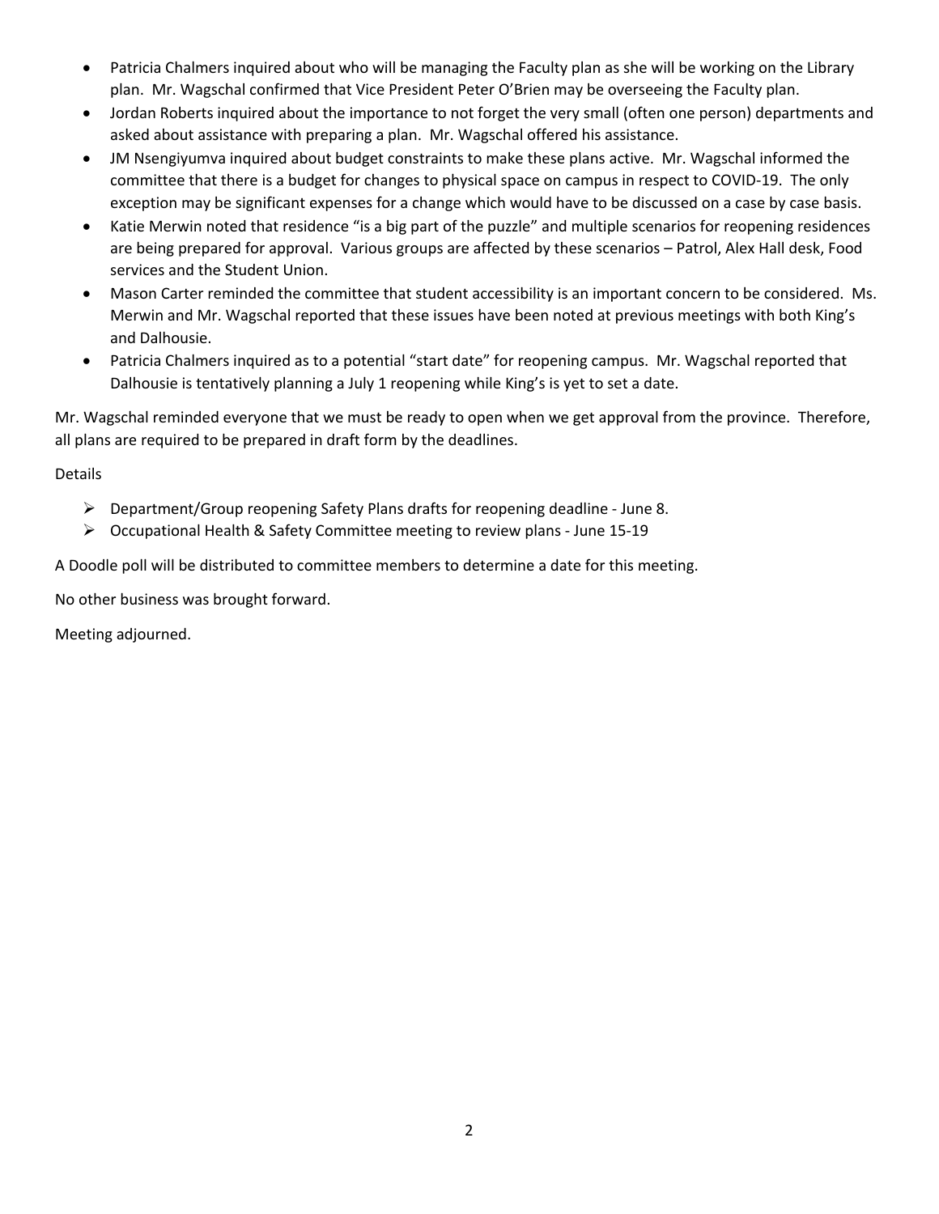- Patricia Chalmers inquired about who will be managing the Faculty plan as she will be working on the Library plan. Mr. Wagschal confirmed that Vice President Peter O'Brien may be overseeing the Faculty plan.
- Jordan Roberts inquired about the importance to not forget the very small (often one person) departments and asked about assistance with preparing a plan. Mr. Wagschal offered his assistance.
- JM Nsengiyumva inquired about budget constraints to make these plans active. Mr. Wagschal informed the committee that there is a budget for changes to physical space on campus in respect to COVID-19. The only exception may be significant expenses for a change which would have to be discussed on a case by case basis.
- Katie Merwin noted that residence "is a big part of the puzzle" and multiple scenarios for reopening residences are being prepared for approval. Various groups are affected by these scenarios – Patrol, Alex Hall desk, Food services and the Student Union.
- Mason Carter reminded the committee that student accessibility is an important concern to be considered. Ms. Merwin and Mr. Wagschal reported that these issues have been noted at previous meetings with both King's and Dalhousie.
- Patricia Chalmers inquired as to a potential "start date" for reopening campus. Mr. Wagschal reported that Dalhousie is tentatively planning a July 1 reopening while King's is yet to set a date.

Mr. Wagschal reminded everyone that we must be ready to open when we get approval from the province. Therefore, all plans are required to be prepared in draft form by the deadlines.

Details

- Department/Group reopening Safety Plans drafts for reopening deadline - June 8.
- Occupational Health & Safety Committee meeting to review plans - June 15-19

A Doodle poll will be distributed to committee members to determine a date for this meeting.

No other business was brought forward.

Meeting adjourned.